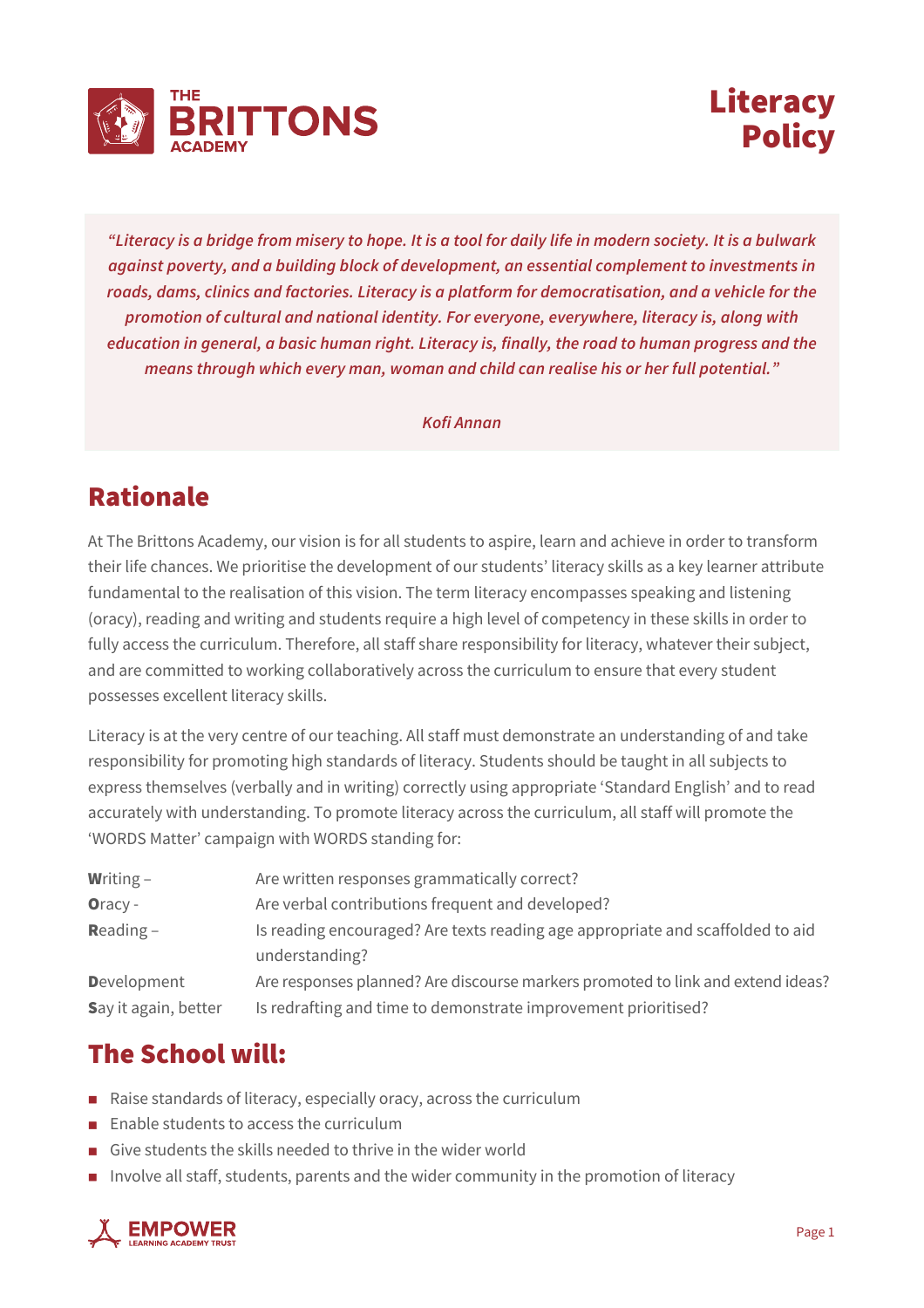# Literacy Policy

*"Literacy is a bridge from misery to hope. It is a tool for daily life in modern society. It is a bulwark against poverty, and a building block of development, an essential complement to investments in roads, dams, clinics and factories. Literacy is a platform for democratisation, and a vehicle for the promotion of cultural and national identity. For everyone, everywhere, literacy is, along with education in general, a basic human right. Literacy is, finally, the road to human progress and the means through which every man, woman and child can realise his or her full potential."*

*Kofi Annan*

## Rationale

At The Brittons Academy, our vision is for all students to aspire, learn and achieve in order to transform their life chances. We prioritise the development of our students' literacy skills as a key learner attribute fundamental to the realisation of this vision. The term literacy encompasses speaking and listening (oracy), reading and writing and students require a high level of competency in these skills in order to fully access the curriculum. Therefore, all staff share responsibility for literacy, whatever their subject, and are committed to working collaboratively across the curriculum to ensure that every student possesses excellent literacy skills.

Literacy is at the very centre of our teaching. All staff must demonstrate an understanding of and take responsibility for promoting high standards of literacy. Students should be taught in all subjects to express themselves (verbally and in writing) correctly using appropriate 'Standard English' and to read accurately with understanding. To promote literacy across the curriculum, all staff will promote the 'WORDS Matter' campaign with WORDS standing for:

| | |
|---|---|
| **W**riting – | Are written responses grammatically correct? |
| **O**racy - | Are verbal contributions frequent and developed? |
| **R**eading – | Is reading encouraged? Are texts reading age appropriate and scaffolded to aid understanding? |
| **D**evelopment | Are responses planned? Are discourse markers promoted to link and extend ideas? |
| **S**ay it again, better | Is redrafting and time to demonstrate improvement prioritised? |

## The School will:

- Raise standards of literacy, especially oracy, across the curriculum
- Enable students to access the curriculum
- Give students the skills needed to thrive in the wider world
- Involve all staff, students, parents and the wider community in the promotion of literacy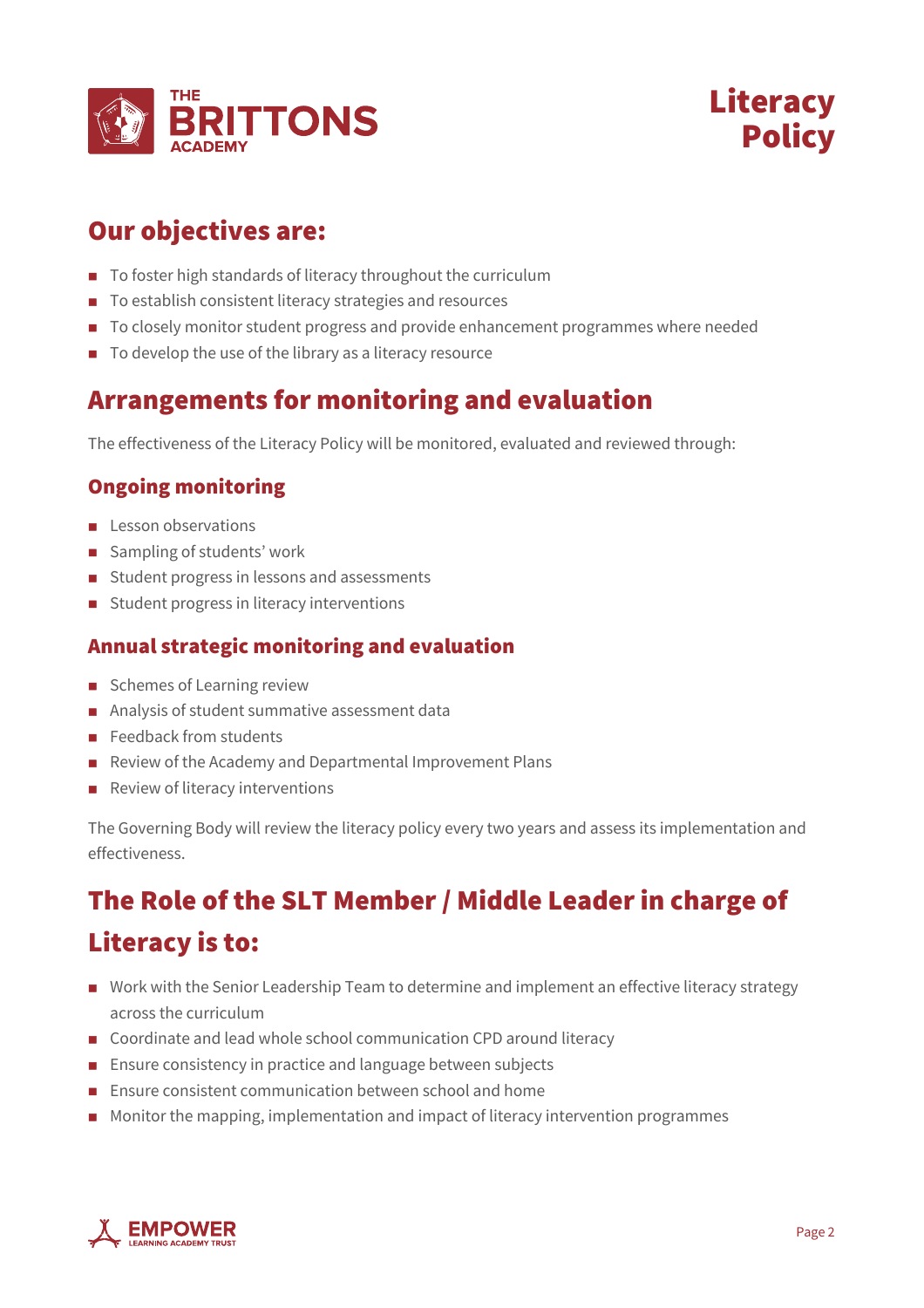## Our objectives are:

- To foster high standards of literacy throughout the curriculum
- To establish consistent literacy strategies and resources
- To closely monitor student progress and provide enhancement programmes where needed
- To develop the use of the library as a literacy resource

## Arrangements for monitoring and evaluation

The effectiveness of the Literacy Policy will be monitored, evaluated and reviewed through:

### Ongoing monitoring

- Lesson observations
- Sampling of students' work
- Student progress in lessons and assessments
- Student progress in literacy interventions

### Annual strategic monitoring and evaluation

- Schemes of Learning review
- Analysis of student summative assessment data
- Feedback from students
- Review of the Academy and Departmental Improvement Plans
- Review of literacy interventions

The Governing Body will review the literacy policy every two years and assess its implementation and effectiveness.

## The Role of the SLT Member / Middle Leader in charge of Literacy is to:

- Work with the Senior Leadership Team to determine and implement an effective literacy strategy across the curriculum
- Coordinate and lead whole school communication CPD around literacy
- Ensure consistency in practice and language between subjects
- Ensure consistent communication between school and home
- Monitor the mapping, implementation and impact of literacy intervention programmes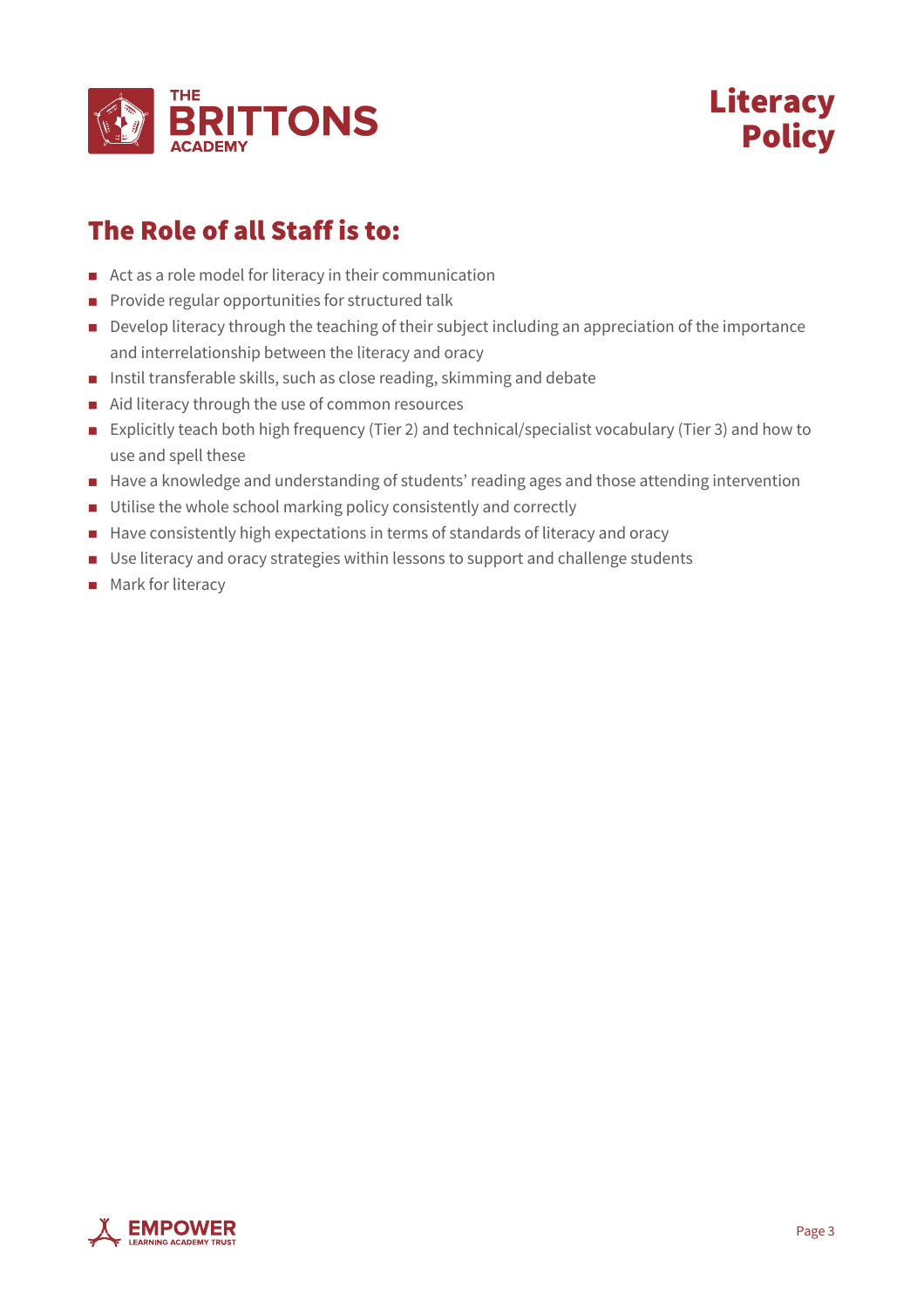## The Role of all Staff is to:

- Act as a role model for literacy in their communication
- Provide regular opportunities for structured talk
- Develop literacy through the teaching of their subject including an appreciation of the importance and interrelationship between the literacy and oracy
- Instil transferable skills, such as close reading, skimming and debate
- Aid literacy through the use of common resources
- Explicitly teach both high frequency (Tier 2) and technical/specialist vocabulary (Tier 3) and how to use and spell these
- Have a knowledge and understanding of students' reading ages and those attending intervention
- Utilise the whole school marking policy consistently and correctly
- Have consistently high expectations in terms of standards of literacy and oracy
- Use literacy and oracy strategies within lessons to support and challenge students
- Mark for literacy